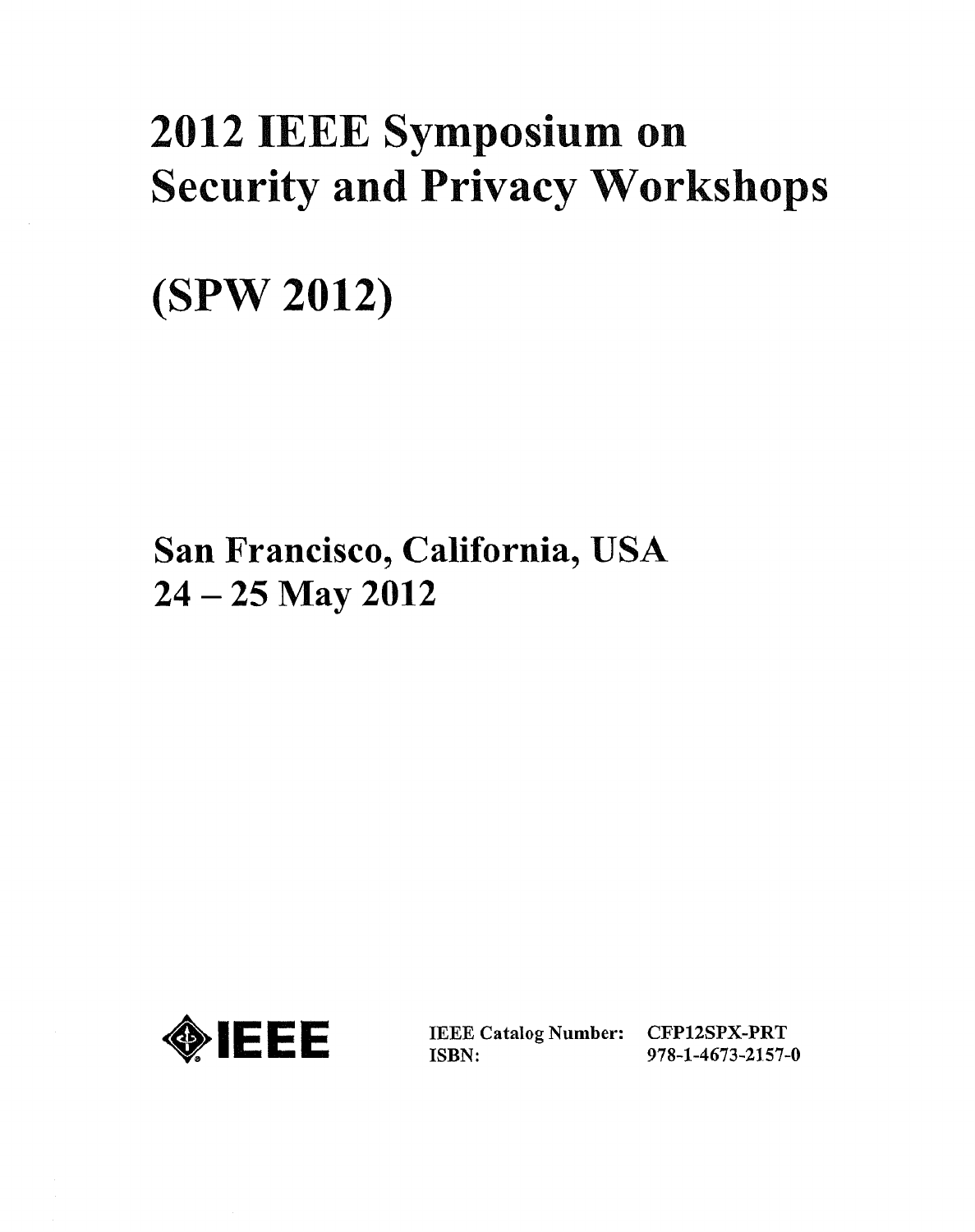# 2012 IEEE Symposium on Security and Privacy Workshops

# (SPW 2012)

## San Francisco, California, USA
## 24 – 25 May 2012

IEEE

| | |
|---|---|
| IEEE Catalog Number: | CFP12SPX-PRT |
| ISBN: | 978-1-4673-2157-0 |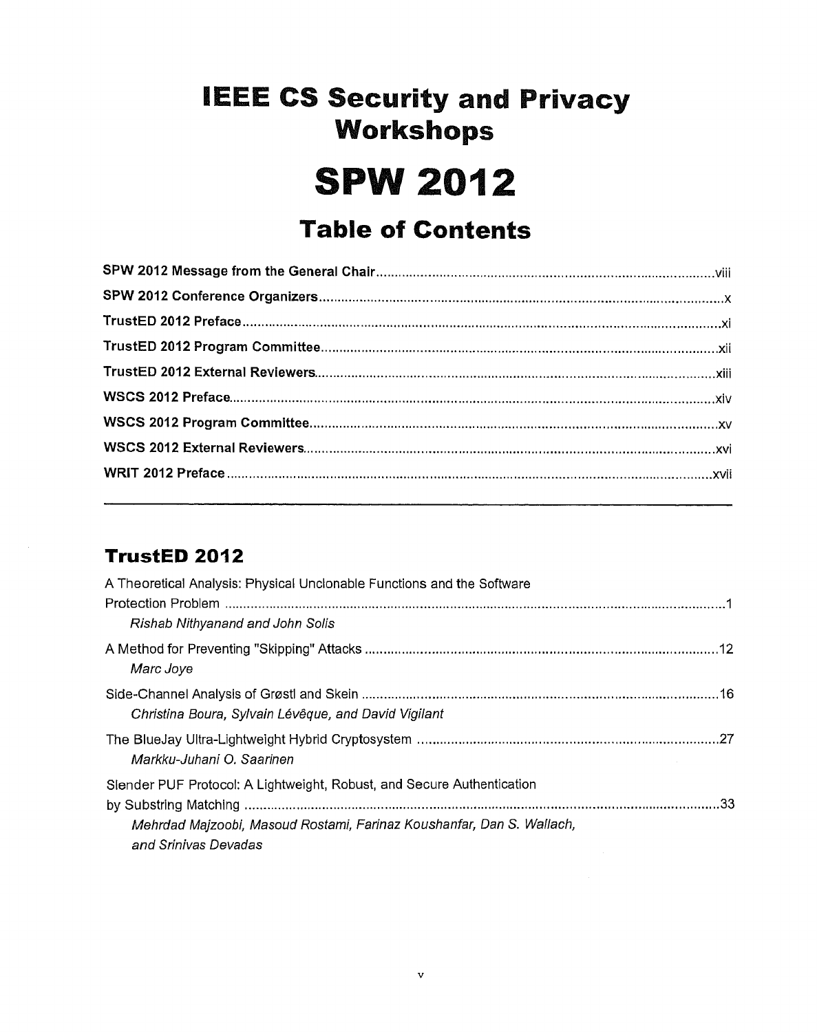# IEEE CS Security and Privacy Workshops

# SPW 2012

## Table of Contents

**SPW 2012 Message from the General Chair** ..... viii

**SPW 2012 Conference Organizers** ..... x

**TrustED 2012 Preface** ..... xi

**TrustED 2012 Program Committee** ..... xii

**TrustED 2012 External Reviewers** ..... xiii

**WSCS 2012 Preface** ..... xiv

**WSCS 2012 Program Committee** ..... xv

**WSCS 2012 External Reviewers** ..... xvi

**WRIT 2012 Preface** ..... xvii

---

## TrustED 2012

A Theoretical Analysis: Physical Unclonable Functions and the Software Protection Problem ..... 1
*Rishab Nithyanand and John Solis*

A Method for Preventing "Skipping" Attacks ..... 12
*Marc Joye*

Side-Channel Analysis of Grøstl and Skein ..... 16
*Christina Boura, Sylvain Lévêque, and David Vigilant*

The BlueJay Ultra-Lightweight Hybrid Cryptosystem ..... 27
*Markku-Juhani O. Saarinen*

Slender PUF Protocol: A Lightweight, Robust, and Secure Authentication by Substring Matching ..... 33
*Mehrdad Majzoobi, Masoud Rostami, Farinaz Koushanfar, Dan S. Wallach, and Srinivas Devadas*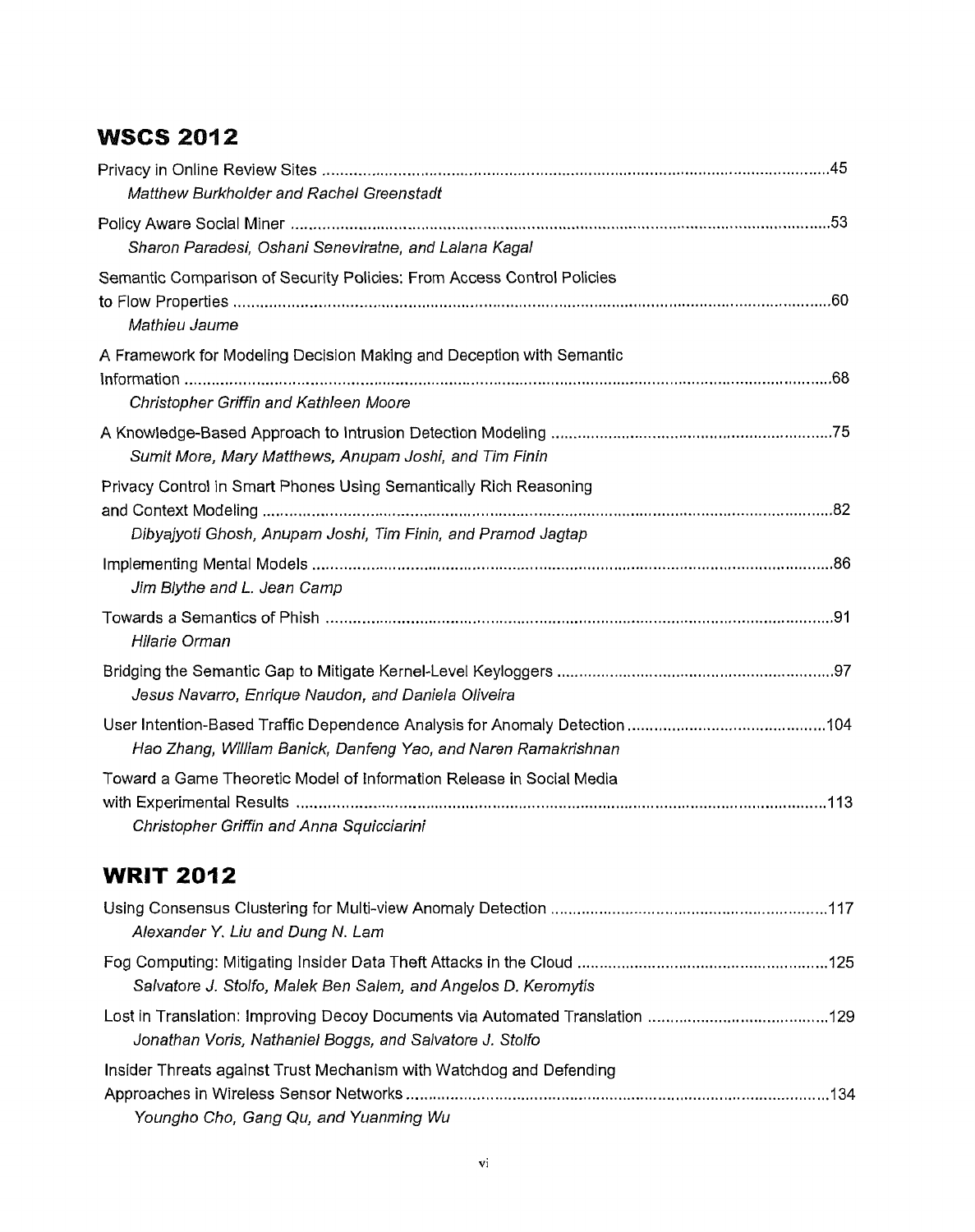## WSCS 2012

Privacy in Online Review Sites ....................................................................................................................45
*Matthew Burkholder and Rachel Greenstadt*

Policy Aware Social Miner ...........................................................................................................................53
*Sharon Paradesi, Oshani Seneviratne, and Lalana Kagal*

Semantic Comparison of Security Policies: From Access Control Policies to Flow Properties ........................................................................................................................................60
*Mathieu Jaume*

A Framework for Modeling Decision Making and Deception with Semantic Information ...................................................................................................................................................68
*Christopher Griffin and Kathleen Moore*

A Knowledge-Based Approach to Intrusion Detection Modeling ..................................................................75
*Sumit More, Mary Matthews, Anupam Joshi, and Tim Finin*

Privacy Control in Smart Phones Using Semantically Rich Reasoning and Context Modeling ..................................................................................................................................82
*Dibyajyoti Ghosh, Anupam Joshi, Tim Finin, and Pramod Jagtap*

Implementing Mental Models .......................................................................................................................86
*Jim Blythe and L. Jean Camp*

Towards a Semantics of Phish ......................................................................................................................91
*Hilarie Orman*

Bridging the Semantic Gap to Mitigate Kernel-Level Keyloggers ................................................................97
*Jesus Navarro, Enrique Naudon, and Daniela Oliveira*

User Intention-Based Traffic Dependence Analysis for Anomaly Detection ..............................................104
*Hao Zhang, William Banick, Danfeng Yao, and Naren Ramakrishnan*

Toward a Game Theoretic Model of Information Release in Social Media with Experimental Results ...........................................................................................................................113
*Christopher Griffin and Anna Squicciarini*

## WRIT 2012

Using Consensus Clustering for Multi-view Anomaly Detection ................................................................117
*Alexander Y. Liu and Dung N. Lam*

Fog Computing: Mitigating Insider Data Theft Attacks in the Cloud ..........................................................125
*Salvatore J. Stolfo, Malek Ben Salem, and Angelos D. Keromytis*

Lost in Translation: Improving Decoy Documents via Automated Translation ...........................................129
*Jonathan Voris, Nathaniel Boggs, and Salvatore J. Stolfo*

Insider Threats against Trust Mechanism with Watchdog and Defending Approaches in Wireless Sensor Networks ..............................................................................................134
*Youngho Cho, Gang Qu, and Yuanming Wu*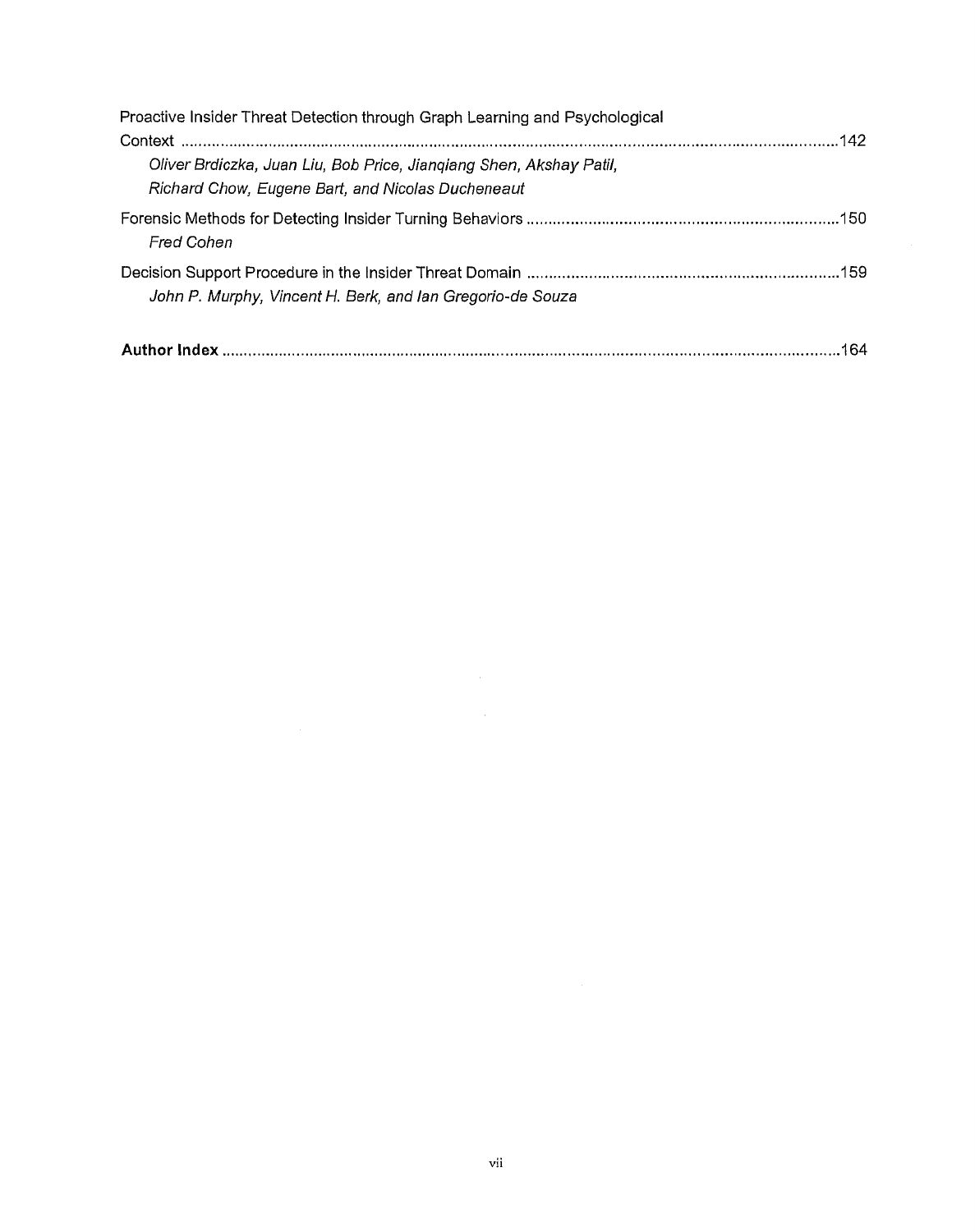Proactive Insider Threat Detection through Graph Learning and Psychological Context ..... 142

*Oliver Brdiczka, Juan Liu, Bob Price, Jianqiang Shen, Akshay Patil, Richard Chow, Eugene Bart, and Nicolas Ducheneaut*

Forensic Methods for Detecting Insider Turning Behaviors ..... 150

*Fred Cohen*

Decision Support Procedure in the Insider Threat Domain ..... 159

*John P. Murphy, Vincent H. Berk, and Ian Gregorio-de Souza*

**Author Index** ..... 164